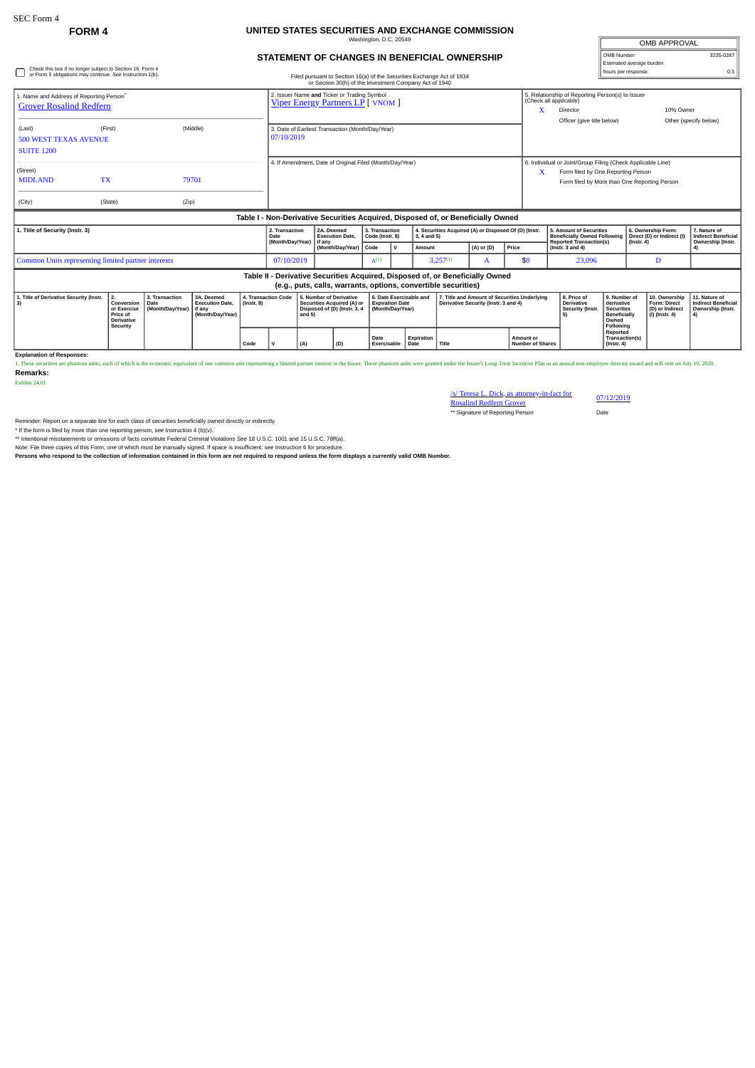SEC Form 4

**FORM 4**

# UNITED STATES SECURITIES AND EXCHANGE COMMISSION

Washington, D.C. 20549

## STATEMENT OF CHANGES IN BENEFICIAL OWNERSHIP

Filed pursuant to Section 16(a) of the Securities Exchange Act of 1934 or Section 30(h) of the Investment Company Act of 1940

| OMB APPROVAL | |
|---|---|
| OMB Number: | 3235-0287 |
| Estimated average burden | |
| hours per response: | 0.5 |

☐ Check this box if no longer subject to Section 16. Form 4 or Form 5 obligations may continue. *See* Instruction 1(b).

1. Name and Address of Reporting Person*
Grover Rosalind Redfern

(Last) (First) (Middle)
500 WEST TEXAS AVENUE
SUITE 1200

(Street)
MIDLAND TX 79701

(City) (State) (Zip)

2. Issuer Name **and** Ticker or Trading Symbol
Viper Energy Partners LP [ VNOM ]

3. Date of Earliest Transaction (Month/Day/Year)
07/10/2019

4. If Amendment, Date of Original Filed (Month/Day/Year)

5. Relationship of Reporting Person(s) to Issuer (Check all applicable)
X Director
10% Owner
Officer (give title below)
Other (specify below)

6. Individual or Joint/Group Filing (Check Applicable Line)
X Form filed by One Reporting Person
Form filed by More than One Reporting Person

### Table I - Non-Derivative Securities Acquired, Disposed of, or Beneficially Owned

| 1. Title of Security (Instr. 3) | 2. Transaction Date (Month/Day/Year) | 2A. Deemed Execution Date, if any (Month/Day/Year) | 3. Transaction Code (Instr. 8) | | 4. Securities Acquired (A) or Disposed Of (D) (Instr. 3, 4 and 5) | | | 5. Amount of Securities Beneficially Owned Following Reported Transaction(s) (Instr. 3 and 4) | 6. Ownership Form: Direct (D) or Indirect (I) (Instr. 4) | 7. Nature of Indirect Beneficial Ownership (Instr. 4) |
|---|---|---|---|---|---|---|---|---|---|---|
| | | | Code | V | Amount | (A) or (D) | Price | | | |
| Common Units representing limited partner interests | 07/10/2019 | | A[1] | | 3,257[1] | A | $0 | 23,096 | D | |

### Table II - Derivative Securities Acquired, Disposed of, or Beneficially Owned (e.g., puts, calls, warrants, options, convertible securities)

| 1. Title of Derivative Security (Instr. 3) | 2. Conversion or Exercise Price of Derivative Security | 3. Transaction Date (Month/Day/Year) | 3A. Deemed Execution Date, if any (Month/Day/Year) | 4. Transaction Code (Instr. 8) | | 5. Number of Derivative Securities Acquired (A) or Disposed of (D) (Instr. 3, 4 and 5) | | 6. Date Exercisable and Expiration Date (Month/Day/Year) | | 7. Title and Amount of Securities Underlying Derivative Security (Instr. 3 and 4) | | 8. Price of Derivative Security (Instr. 5) | 9. Number of derivative Securities Beneficially Owned Following Reported Transaction(s) (Instr. 4) | 10. Ownership Form: Direct (D) or Indirect (I) (Instr. 4) | 11. Nature of Indirect Beneficial Ownership (Instr. 4) |
|---|---|---|---|---|---|---|---|---|---|---|---|---|---|---|---|
| | | | | Code | V | (A) | (D) | Date Exercisable | Expiration Date | Title | Amount or Number of Shares | | | | |

**Explanation of Responses:**

1. These securities are phantom units, each of which is the economic equivalent of one common unit representing a limited partner interest in the Issuer. These phantom units were granted under the Issuer's Long-Term Incentive Plan as an annual non-employee director award and will vest on July 10, 2020.

**Remarks:**

Exhibit 24.01

/s/ Teresa L. Dick, as attorney-in-fact for Rosalind Redfern Grover — 07/12/2019

** Signature of Reporting Person — Date

Reminder: Report on a separate line for each class of securities beneficially owned directly or indirectly.

* If the form is filed by more than one reporting person, see Instruction 4 (b)(v).

** Intentional misstatements or omissions of facts constitute Federal Criminal Violations *See* 18 U.S.C. 1001 and 15 U.S.C. 78ff(a).

Note: File three copies of this Form, one of which must be manually signed. If space is insufficient, *see* Instruction 6 for procedure.

**Persons who respond to the collection of information contained in this form are not required to respond unless the form displays a currently valid OMB Number.**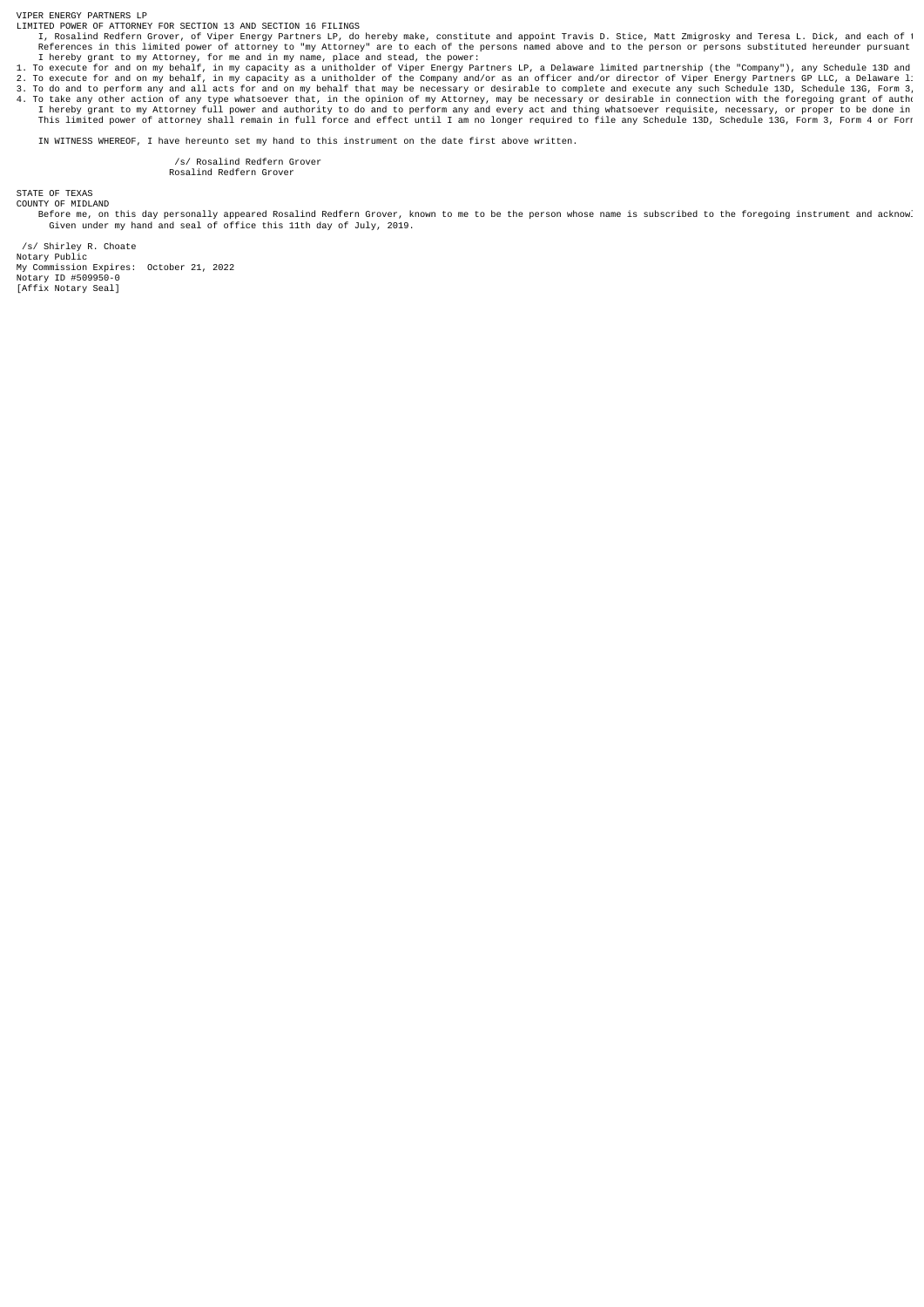VIPER ENERGY PARTNERS LP

LIMITED POWER OF ATTORNEY FOR SECTION 13 AND SECTION 16 FILINGS

I, Rosalind Redfern Grover, of Viper Energy Partners LP, do hereby make, constitute and appoint Travis D. Stice, Matt Zmigrosky and Teresa L. Dick, and each of t

References in this limited power of attorney to "my Attorney" are to each of the persons named above and to the person or persons substituted hereunder pursuant

I hereby grant to my Attorney, for me and in my name, place and stead, the power:

1. To execute for and on my behalf, in my capacity as a unitholder of Viper Energy Partners LP, a Delaware limited partnership (the "Company"), any Schedule 13D and
2. To execute for and on my behalf, in my capacity as a unitholder of the Company and/or as an officer and/or director of Viper Energy Partners GP LLC, a Delaware l
3. To do and to perform any and all acts for and on my behalf that may be necessary or desirable to complete and execute any such Schedule 13D, Schedule 13G, Form 3,
4. To take any other action of any type whatsoever that, in the opinion of my Attorney, may be necessary or desirable in connection with the foregoing grant of autho

I hereby grant to my Attorney full power and authority to do and to perform any and every act and thing whatsoever requisite, necessary, or proper to be done in

This limited power of attorney shall remain in full force and effect until I am no longer required to file any Schedule 13D, Schedule 13G, Form 3, Form 4 or Form

IN WITNESS WHEREOF, I have hereunto set my hand to this instrument on the date first above written.

/s/ Rosalind Redfern Grover
Rosalind Redfern Grover

STATE OF TEXAS
COUNTY OF MIDLAND

Before me, on this day personally appeared Rosalind Redfern Grover, known to me to be the person whose name is subscribed to the foregoing instrument and acknowl

Given under my hand and seal of office this 11th day of July, 2019.

/s/ Shirley R. Choate
Notary Public
My Commission Expires: October 21, 2022
Notary ID #509950-0
[Affix Notary Seal]